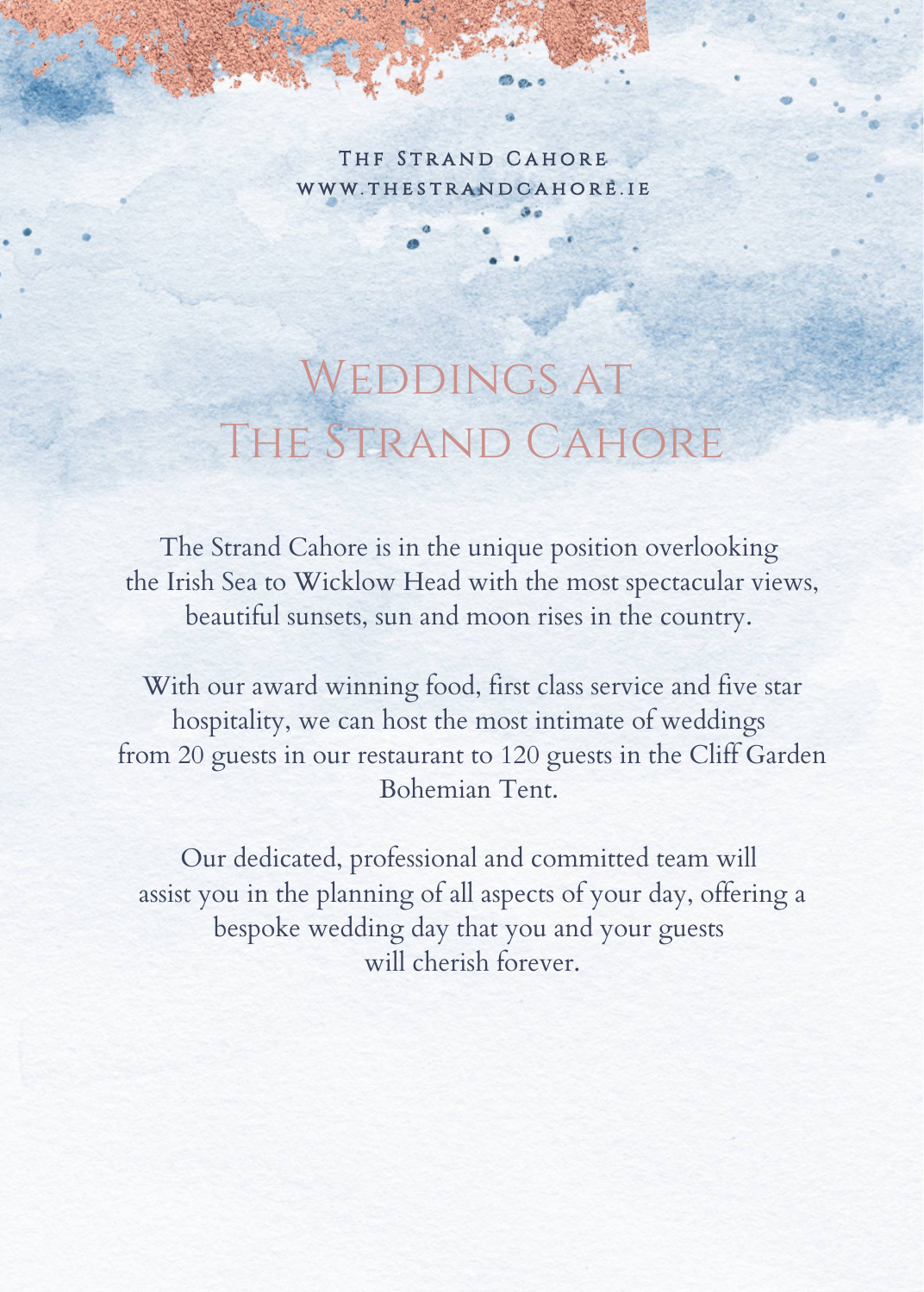The Strand Cahore
www.thestrandcahore.ie

# Weddings at The Strand Cahore

The Strand Cahore is in the unique position overlooking the Irish Sea to Wicklow Head with the most spectacular views, beautiful sunsets, sun and moon rises in the country.

With our award winning food, first class service and five star hospitality, we can host the most intimate of weddings from 20 guests in our restaurant to 120 guests in the Cliff Garden Bohemian Tent.

Our dedicated, professional and committed team will assist you in the planning of all aspects of your day, offering a bespoke wedding day that you and your guests will cherish forever.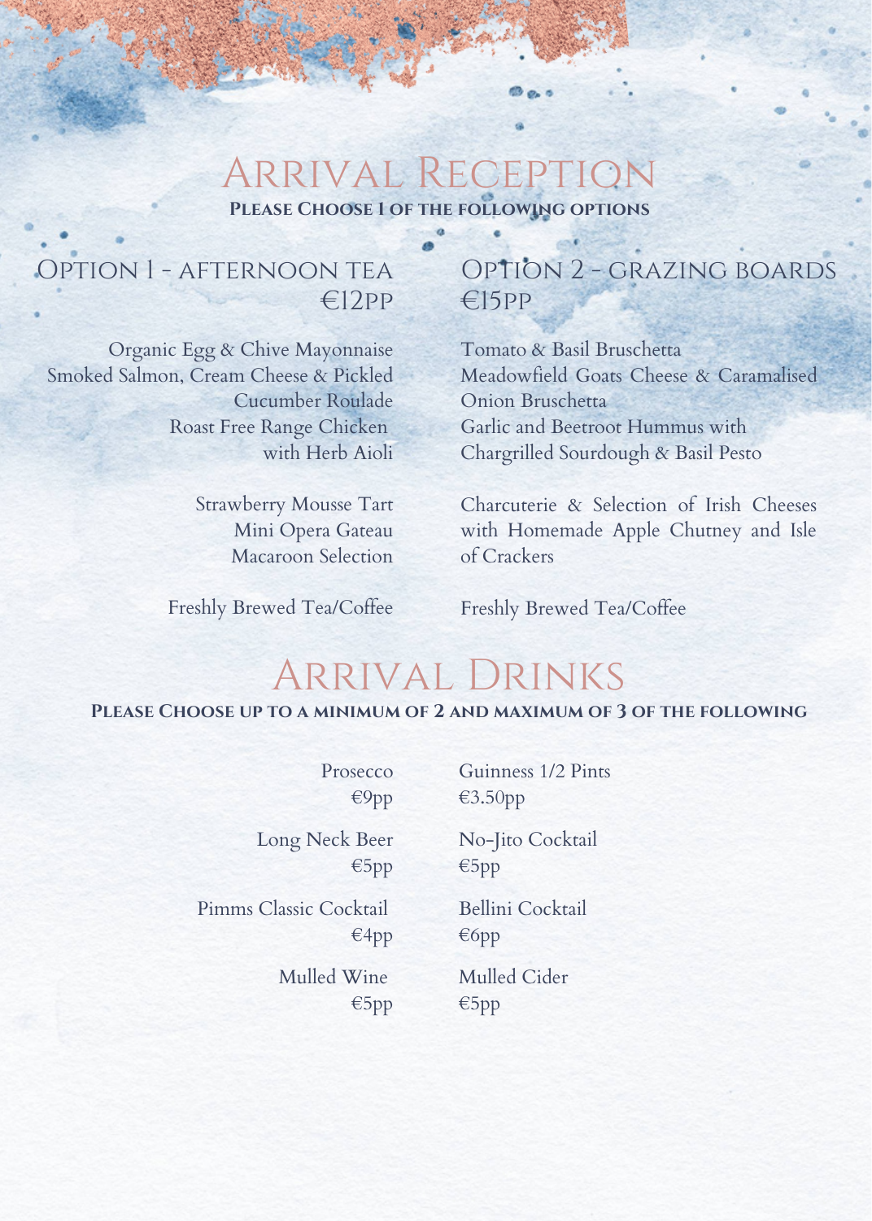# Arrival Reception

**Please Choose 1 of the following options**

## Option 1 - Afternoon Tea €12pp

Organic Egg & Chive Mayonnaise
Smoked Salmon, Cream Cheese & Pickled Cucumber Roulade
Roast Free Range Chicken with Herb Aioli

Strawberry Mousse Tart
Mini Opera Gateau
Macaroon Selection

Freshly Brewed Tea/Coffee

## Option 2 - Grazing Boards €15pp

Tomato & Basil Bruschetta
Meadowfield Goats Cheese & Caramalised Onion Bruschetta
Garlic and Beetroot Hummus with Chargrilled Sourdough & Basil Pesto

Charcuterie & Selection of Irish Cheeses with Homemade Apple Chutney and Isle of Crackers

Freshly Brewed Tea/Coffee

# Arrival Drinks

**Please Choose up to a minimum of 2 and maximum of 3 of the following**

Prosecco
€9pp

Guinness 1/2 Pints
€3.50pp

Long Neck Beer
€5pp

No-Jito Cocktail
€5pp

Pimms Classic Cocktail
€4pp

Bellini Cocktail
€6pp

Mulled Wine
€5pp

Mulled Cider
€5pp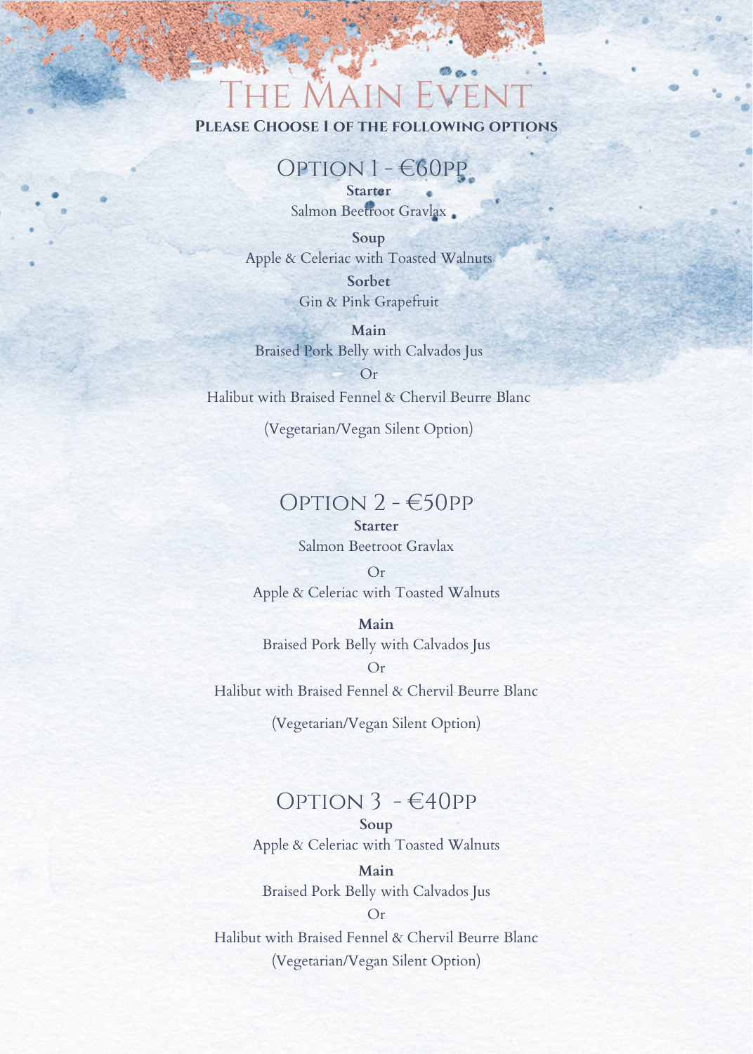# The Main Event

**Please Choose 1 of the following options**

## Option 1 - €60pp

**Starter**
Salmon Beetroot Gravlax

**Soup**
Apple & Celeriac with Toasted Walnuts

**Sorbet**
Gin & Pink Grapefruit

**Main**
Braised Pork Belly with Calvados Jus
Or
Halibut with Braised Fennel & Chervil Beurre Blanc

(Vegetarian/Vegan Silent Option)

## Option 2 - €50pp

**Starter**
Salmon Beetroot Gravlax
Or
Apple & Celeriac with Toasted Walnuts

**Main**
Braised Pork Belly with Calvados Jus
Or
Halibut with Braised Fennel & Chervil Beurre Blanc

(Vegetarian/Vegan Silent Option)

## Option 3 - €40pp

**Soup**
Apple & Celeriac with Toasted Walnuts

**Main**
Braised Pork Belly with Calvados Jus
Or
Halibut with Braised Fennel & Chervil Beurre Blanc
(Vegetarian/Vegan Silent Option)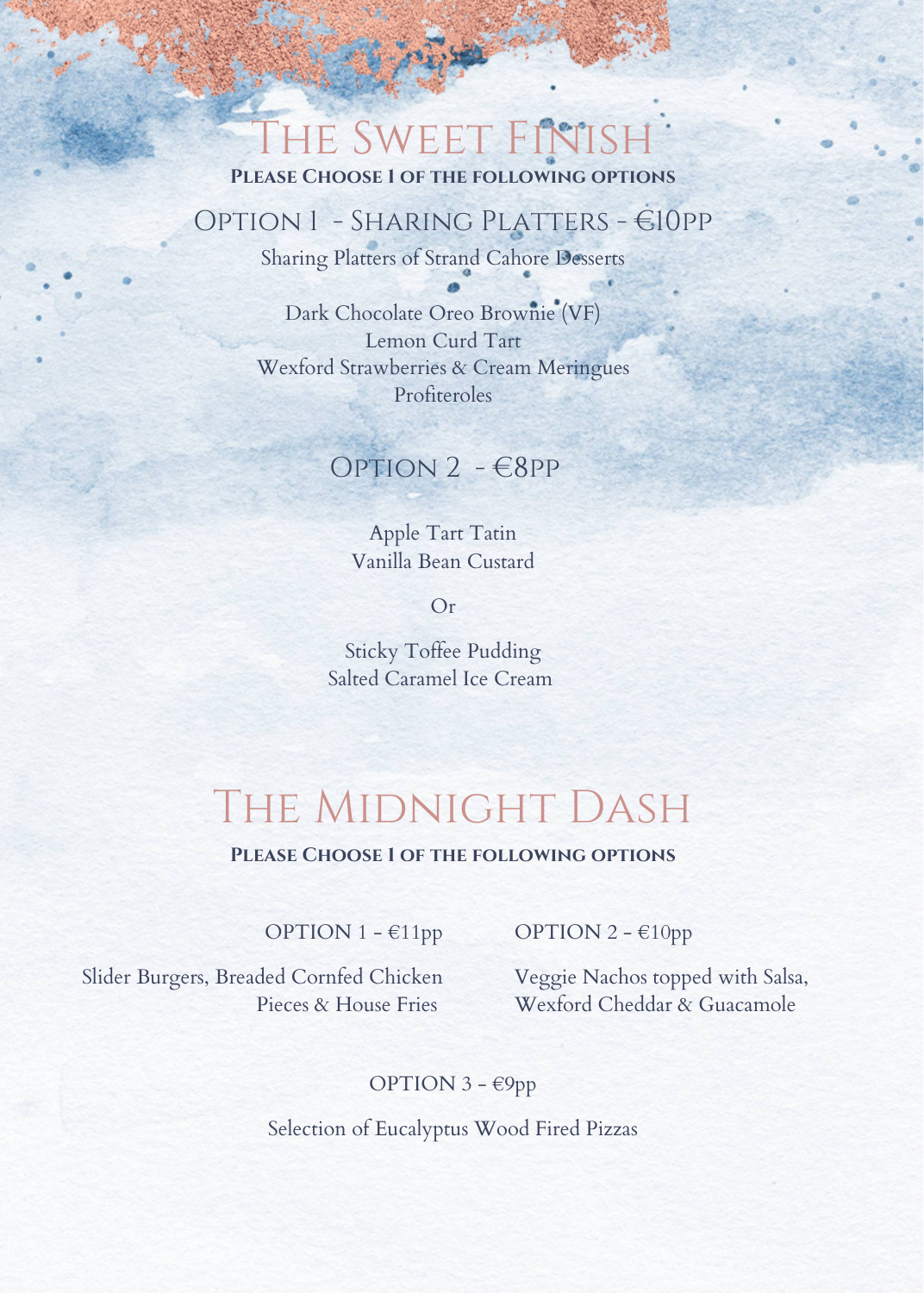# The Sweet Finish

**Please Choose 1 of the following options**

## Option 1 - Sharing Platters - €10pp

Sharing Platters of Strand Cahore Desserts

Dark Chocolate Oreo Brownie (VF)
Lemon Curd Tart
Wexford Strawberries & Cream Meringues
Profiteroles

## Option 2 - €8pp

Apple Tart Tatin
Vanilla Bean Custard

Or

Sticky Toffee Pudding
Salted Caramel Ice Cream

# The Midnight Dash

**Please Choose 1 of the following options**

## OPTION 1 - €11pp

Slider Burgers, Breaded Cornfed Chicken Pieces & House Fries

## OPTION 2 - €10pp

Veggie Nachos topped with Salsa, Wexford Cheddar & Guacamole

## OPTION 3 - €9pp

Selection of Eucalyptus Wood Fired Pizzas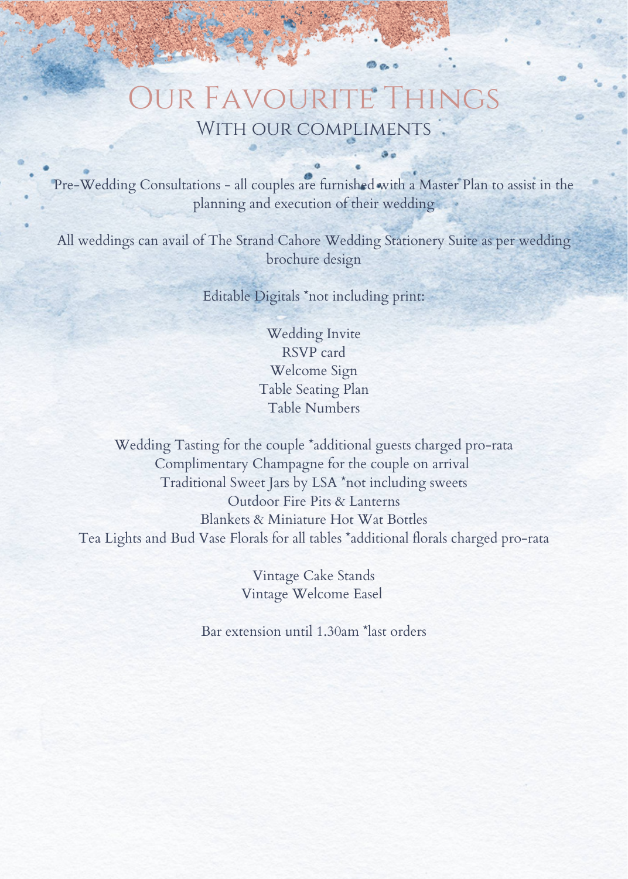# Our Favourite Things

## With our compliments

Pre-Wedding Consultations - all couples are furnished with a Master Plan to assist in the planning and execution of their wedding

All weddings can avail of The Strand Cahore Wedding Stationery Suite as per wedding brochure design

Editable Digitals *not including print:

Wedding Invite
RSVP card
Welcome Sign
Table Seating Plan
Table Numbers

Wedding Tasting for the couple *additional guests charged pro-rata
Complimentary Champagne for the couple on arrival
Traditional Sweet Jars by LSA *not including sweets
Outdoor Fire Pits & Lanterns
Blankets & Miniature Hot Wat Bottles
Tea Lights and Bud Vase Florals for all tables *additional florals charged pro-rata

Vintage Cake Stands
Vintage Welcome Easel

Bar extension until 1.30am *last orders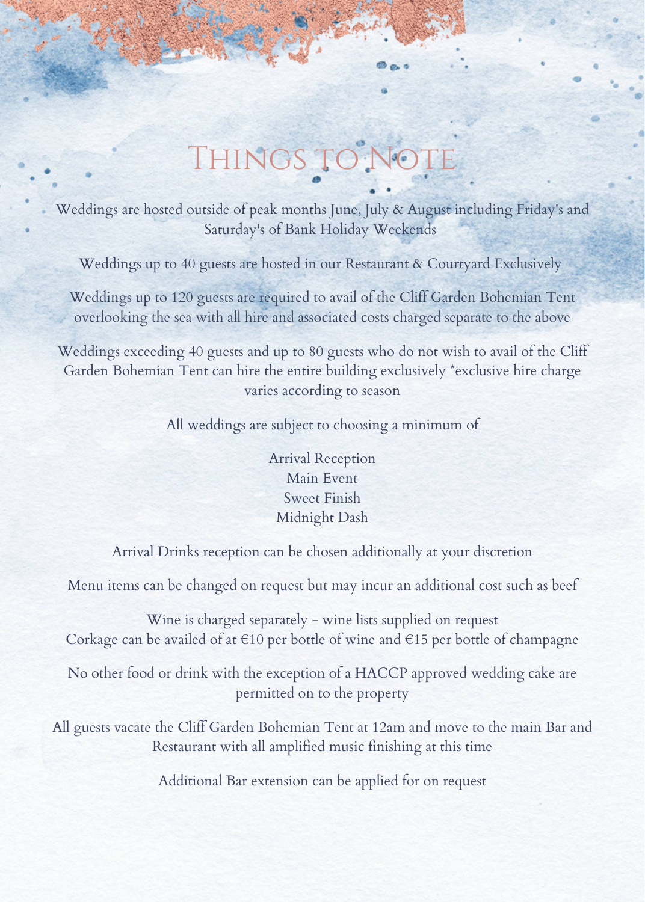# Things to Note

Weddings are hosted outside of peak months June, July & August including Friday's and Saturday's of Bank Holiday Weekends

Weddings up to 40 guests are hosted in our Restaurant & Courtyard Exclusively

Weddings up to 120 guests are required to avail of the Cliff Garden Bohemian Tent overlooking the sea with all hire and associated costs charged separate to the above

Weddings exceeding 40 guests and up to 80 guests who do not wish to avail of the Cliff Garden Bohemian Tent can hire the entire building exclusively *exclusive hire charge varies according to season

All weddings are subject to choosing a minimum of

Arrival Reception
Main Event
Sweet Finish
Midnight Dash

Arrival Drinks reception can be chosen additionally at your discretion

Menu items can be changed on request but may incur an additional cost such as beef

Wine is charged separately - wine lists supplied on request
Corkage can be availed of at €10 per bottle of wine and €15 per bottle of champagne

No other food or drink with the exception of a HACCP approved wedding cake are permitted on to the property

All guests vacate the Cliff Garden Bohemian Tent at 12am and move to the main Bar and Restaurant with all amplified music finishing at this time

Additional Bar extension can be applied for on request